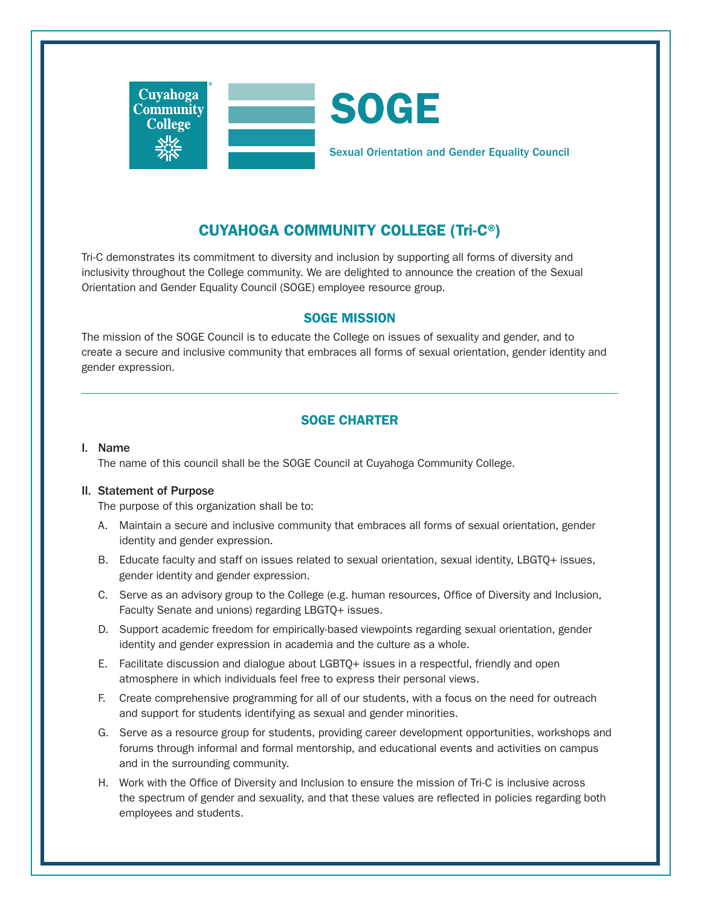Cuyahoga Community College

# SOGE

Sexual Orientation and Gender Equality Council

## CUYAHOGA COMMUNITY COLLEGE (Tri-C®)

Tri-C demonstrates its commitment to diversity and inclusion by supporting all forms of diversity and inclusivity throughout the College community. We are delighted to announce the creation of the Sexual Orientation and Gender Equality Council (SOGE) employee resource group.

### SOGE MISSION

The mission of the SOGE Council is to educate the College on issues of sexuality and gender, and to create a secure and inclusive community that embraces all forms of sexual orientation, gender identity and gender expression.

---

## SOGE CHARTER

**I. Name**

The name of this council shall be the SOGE Council at Cuyahoga Community College.

**II. Statement of Purpose**

The purpose of this organization shall be to:

A. Maintain a secure and inclusive community that embraces all forms of sexual orientation, gender identity and gender expression.

B. Educate faculty and staff on issues related to sexual orientation, sexual identity, LBGTQ+ issues, gender identity and gender expression.

C. Serve as an advisory group to the College (e.g. human resources, Office of Diversity and Inclusion, Faculty Senate and unions) regarding LBGTQ+ issues.

D. Support academic freedom for empirically-based viewpoints regarding sexual orientation, gender identity and gender expression in academia and the culture as a whole.

E. Facilitate discussion and dialogue about LGBTQ+ issues in a respectful, friendly and open atmosphere in which individuals feel free to express their personal views.

F. Create comprehensive programming for all of our students, with a focus on the need for outreach and support for students identifying as sexual and gender minorities.

G. Serve as a resource group for students, providing career development opportunities, workshops and forums through informal and formal mentorship, and educational events and activities on campus and in the surrounding community.

H. Work with the Office of Diversity and Inclusion to ensure the mission of Tri-C is inclusive across the spectrum of gender and sexuality, and that these values are reflected in policies regarding both employees and students.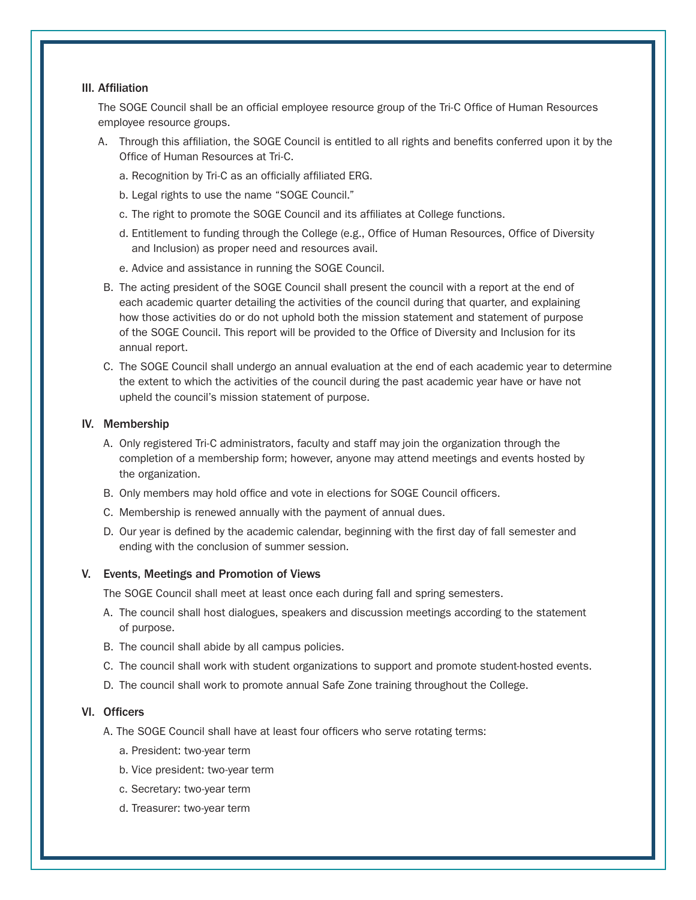## III. Affiliation

The SOGE Council shall be an official employee resource group of the Tri-C Office of Human Resources employee resource groups.

A. Through this affiliation, the SOGE Council is entitled to all rights and benefits conferred upon it by the Office of Human Resources at Tri-C.

   a. Recognition by Tri-C as an officially affiliated ERG.

   b. Legal rights to use the name "SOGE Council."

   c. The right to promote the SOGE Council and its affiliates at College functions.

   d. Entitlement to funding through the College (e.g., Office of Human Resources, Office of Diversity and Inclusion) as proper need and resources avail.

   e. Advice and assistance in running the SOGE Council.

B. The acting president of the SOGE Council shall present the council with a report at the end of each academic quarter detailing the activities of the council during that quarter, and explaining how those activities do or do not uphold both the mission statement and statement of purpose of the SOGE Council. This report will be provided to the Office of Diversity and Inclusion for its annual report.

C. The SOGE Council shall undergo an annual evaluation at the end of each academic year to determine the extent to which the activities of the council during the past academic year have or have not upheld the council's mission statement of purpose.

## IV. Membership

A. Only registered Tri-C administrators, faculty and staff may join the organization through the completion of a membership form; however, anyone may attend meetings and events hosted by the organization.

B. Only members may hold office and vote in elections for SOGE Council officers.

C. Membership is renewed annually with the payment of annual dues.

D. Our year is defined by the academic calendar, beginning with the first day of fall semester and ending with the conclusion of summer session.

## V. Events, Meetings and Promotion of Views

The SOGE Council shall meet at least once each during fall and spring semesters.

A. The council shall host dialogues, speakers and discussion meetings according to the statement of purpose.

B. The council shall abide by all campus policies.

C. The council shall work with student organizations to support and promote student-hosted events.

D. The council shall work to promote annual Safe Zone training throughout the College.

## VI. Officers

A. The SOGE Council shall have at least four officers who serve rotating terms:

   a. President: two-year term

   b. Vice president: two-year term

   c. Secretary: two-year term

   d. Treasurer: two-year term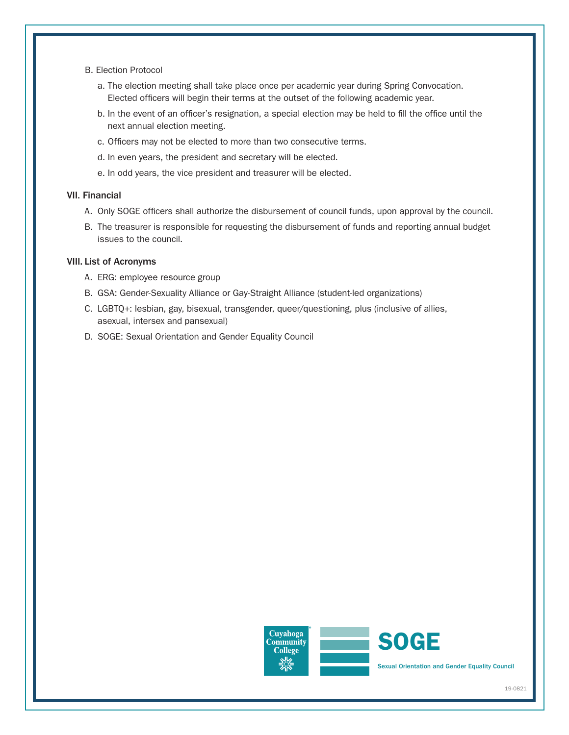B. Election Protocol

a. The election meeting shall take place once per academic year during Spring Convocation. Elected officers will begin their terms at the outset of the following academic year.

b. In the event of an officer's resignation, a special election may be held to fill the office until the next annual election meeting.

c. Officers may not be elected to more than two consecutive terms.

d. In even years, the president and secretary will be elected.

e. In odd years, the vice president and treasurer will be elected.

## VII. Financial

A. Only SOGE officers shall authorize the disbursement of council funds, upon approval by the council.

B. The treasurer is responsible for requesting the disbursement of funds and reporting annual budget issues to the council.

## VIII. List of Acronyms

A. ERG: employee resource group

B. GSA: Gender-Sexuality Alliance or Gay-Straight Alliance (student-led organizations)

C. LGBTQ+: lesbian, gay, bisexual, transgender, queer/questioning, plus (inclusive of allies, asexual, intersex and pansexual)

D. SOGE: Sexual Orientation and Gender Equality Council

Cuyahoga Community College

SOGE

Sexual Orientation and Gender Equality Council

19-0821